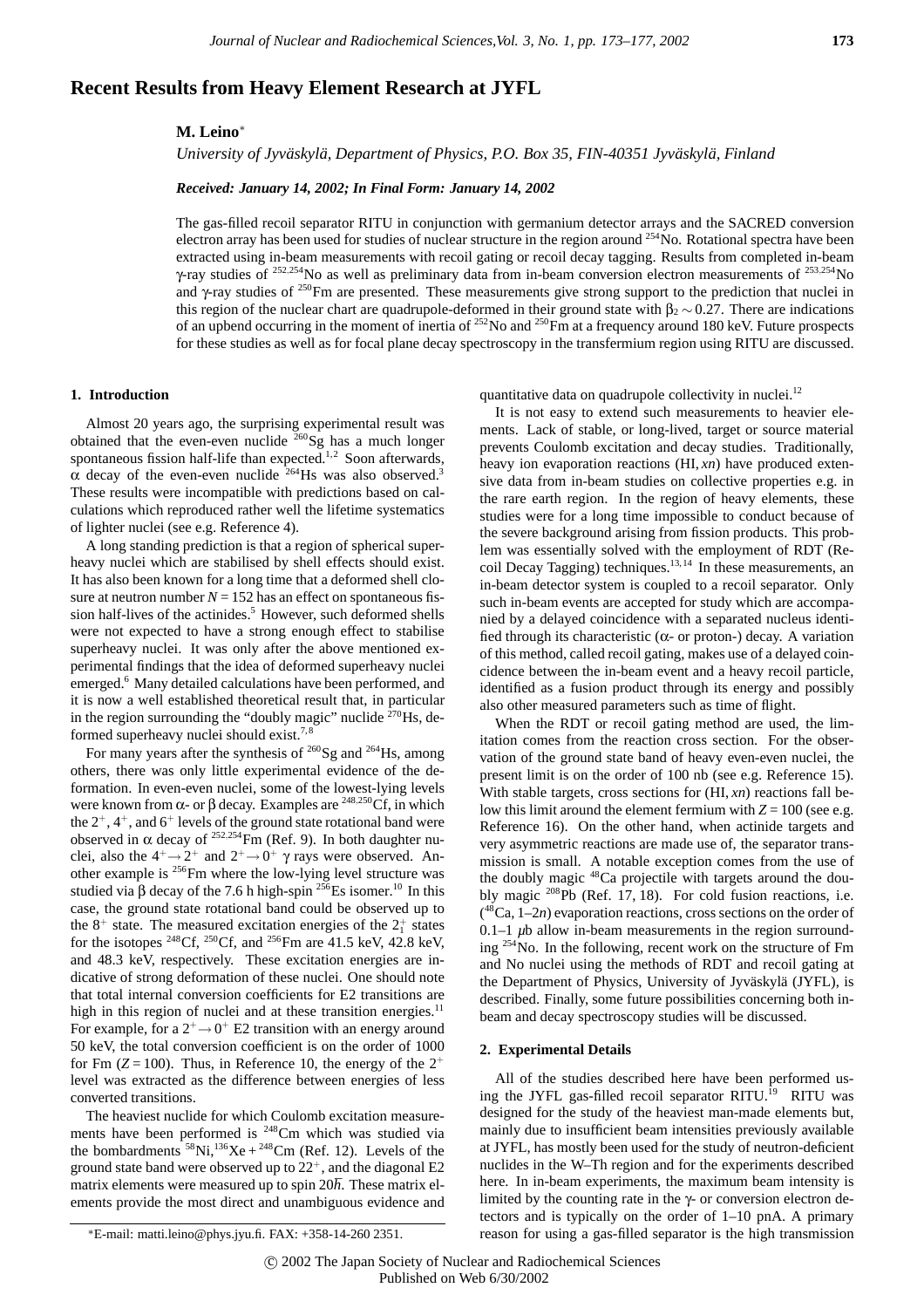# Recent Results from Heavy Element Research at JYFL

**M. Leino***

*University of Jyväskylä, Department of Physics, P.O. Box 35, FIN-40351 Jyväskylä, Finland*

***Received: January 14, 2002; In Final Form: January 14, 2002***

The gas-filled recoil separator RITU in conjunction with germanium detector arrays and the SACRED conversion electron array has been used for studies of nuclear structure in the region around $^{254}$No. Rotational spectra have been extracted using in-beam measurements with recoil gating or recoil decay tagging. Results from completed in-beam γ-ray studies of $^{252,254}$No as well as preliminary data from in-beam conversion electron measurements of $^{253,254}$No and γ-ray studies of $^{250}$Fm are presented. These measurements give strong support to the prediction that nuclei in this region of the nuclear chart are quadrupole-deformed in their ground state with $\beta_2 \sim 0.27$. There are indications of an upbend occurring in the moment of inertia of $^{252}$No and $^{250}$Fm at a frequency around 180 keV. Future prospects for these studies as well as for focal plane decay spectroscopy in the transfermium region using RITU are discussed.

## 1. Introduction

Almost 20 years ago, the surprising experimental result was obtained that the even-even nuclide $^{260}$Sg has a much longer spontaneous fission half-life than expected.[1,2] Soon afterwards, α decay of the even-even nuclide $^{264}$Hs was also observed.[3] These results were incompatible with predictions based on calculations which reproduced rather well the lifetime systematics of lighter nuclei (see e.g. Reference 4).

A long standing prediction is that a region of spherical superheavy nuclei which are stabilised by shell effects should exist. It has also been known for a long time that a deformed shell closure at neutron number $N = 152$ has an effect on spontaneous fission half-lives of the actinides.[5] However, such deformed shells were not expected to have a strong enough effect to stabilise superheavy nuclei. It was only after the above mentioned experimental findings that the idea of deformed superheavy nuclei emerged.[6] Many detailed calculations have been performed, and it is now a well established theoretical result that, in particular in the region surrounding the "doubly magic" nuclide $^{270}$Hs, deformed superheavy nuclei should exist.[7,8]

For many years after the synthesis of $^{260}$Sg and $^{264}$Hs, among others, there was only little experimental evidence of the deformation. In even-even nuclei, some of the lowest-lying levels were known from α- or β decay. Examples are $^{248,250}$Cf, in which the $2^+$, $4^+$, and $6^+$ levels of the ground state rotational band were observed in α decay of $^{252,254}$Fm (Ref. 9). In both daughter nuclei, also the $4^+ \rightarrow 2^+$ and $2^+ \rightarrow 0^+$ γ rays were observed. Another example is $^{256}$Fm where the low-lying level structure was studied via β decay of the 7.6 h high-spin $^{256}$Es isomer.[10] In this case, the ground state rotational band could be observed up to the $8^+$ state. The measured excitation energies of the $2_1^+$ states for the isotopes $^{248}$Cf, $^{250}$Cf, and $^{256}$Fm are 41.5 keV, 42.8 keV, and 48.3 keV, respectively. These excitation energies are indicative of strong deformation of these nuclei. One should note that total internal conversion coefficients for E2 transitions are high in this region of nuclei and at these transition energies.[11] For example, for a $2^+ \rightarrow 0^+$ E2 transition with an energy around 50 keV, the total conversion coefficient is on the order of 1000 for Fm ($Z = 100$). Thus, in Reference 10, the energy of the $2^+$ level was extracted as the difference between energies of less converted transitions.

The heaviest nuclide for which Coulomb excitation measurements have been performed is $^{248}$Cm which was studied via the bombardments $^{58}$Ni,$^{136}$Xe + $^{248}$Cm (Ref. 12). Levels of the ground state band were observed up to $22^+$, and the diagonal E2 matrix elements were measured up to spin $20\hbar$. These matrix elements provide the most direct and unambiguous evidence and quantitative data on quadrupole collectivity in nuclei.[12]

It is not easy to extend such measurements to heavier elements. Lack of stable, or long-lived, target or source material prevents Coulomb excitation and decay studies. Traditionally, heavy ion evaporation reactions (HI, *xn*) have produced extensive data from in-beam studies on collective properties e.g. in the rare earth region. In the region of heavy elements, these studies were for a long time impossible to conduct because of the severe background arising from fission products. This problem was essentially solved with the employment of RDT (Recoil Decay Tagging) techniques.[13,14] In these measurements, an in-beam detector system is coupled to a recoil separator. Only such in-beam events are accepted for study which are accompanied by a delayed coincidence with a separated nucleus identified through its characteristic (α- or proton-) decay. A variation of this method, called recoil gating, makes use of a delayed coincidence between the in-beam event and a heavy recoil particle, identified as a fusion product through its energy and possibly also other measured parameters such as time of flight.

When the RDT or recoil gating method are used, the limitation comes from the reaction cross section. For the observation of the ground state band of heavy even-even nuclei, the present limit is on the order of 100 nb (see e.g. Reference 15). With stable targets, cross sections for (HI, *xn*) reactions fall below this limit around the element fermium with $Z = 100$ (see e.g. Reference 16). On the other hand, when actinide targets and very asymmetric reactions are made use of, the separator transmission is small. A notable exception comes from the use of the doubly magic $^{48}$Ca projectile with targets around the doubly magic $^{208}$Pb (Ref. 17, 18). For cold fusion reactions, i.e. ($^{48}$Ca, 1–2*n*) evaporation reactions, cross sections on the order of 0.1–1 μb allow in-beam measurements in the region surrounding $^{254}$No. In the following, recent work on the structure of Fm and No nuclei using the methods of RDT and recoil gating at the Department of Physics, University of Jyväskylä (JYFL), is described. Finally, some future possibilities concerning both in-beam and decay spectroscopy studies will be discussed.

## 2. Experimental Details

All of the studies described here have been performed using the JYFL gas-filled recoil separator RITU.[19] RITU was designed for the study of the heaviest man-made elements but, mainly due to insufficient beam intensities previously available at JYFL, has mostly been used for the study of neutron-deficient nuclides in the W–Th region and for the experiments described here. In in-beam experiments, the maximum beam intensity is limited by the counting rate in the γ- or conversion electron detectors and is typically on the order of 1–10 pnA. A primary reason for using a gas-filled separator is the high transmission

*E-mail: matti.leino@phys.jyu.fi. FAX: +358-14-260 2351.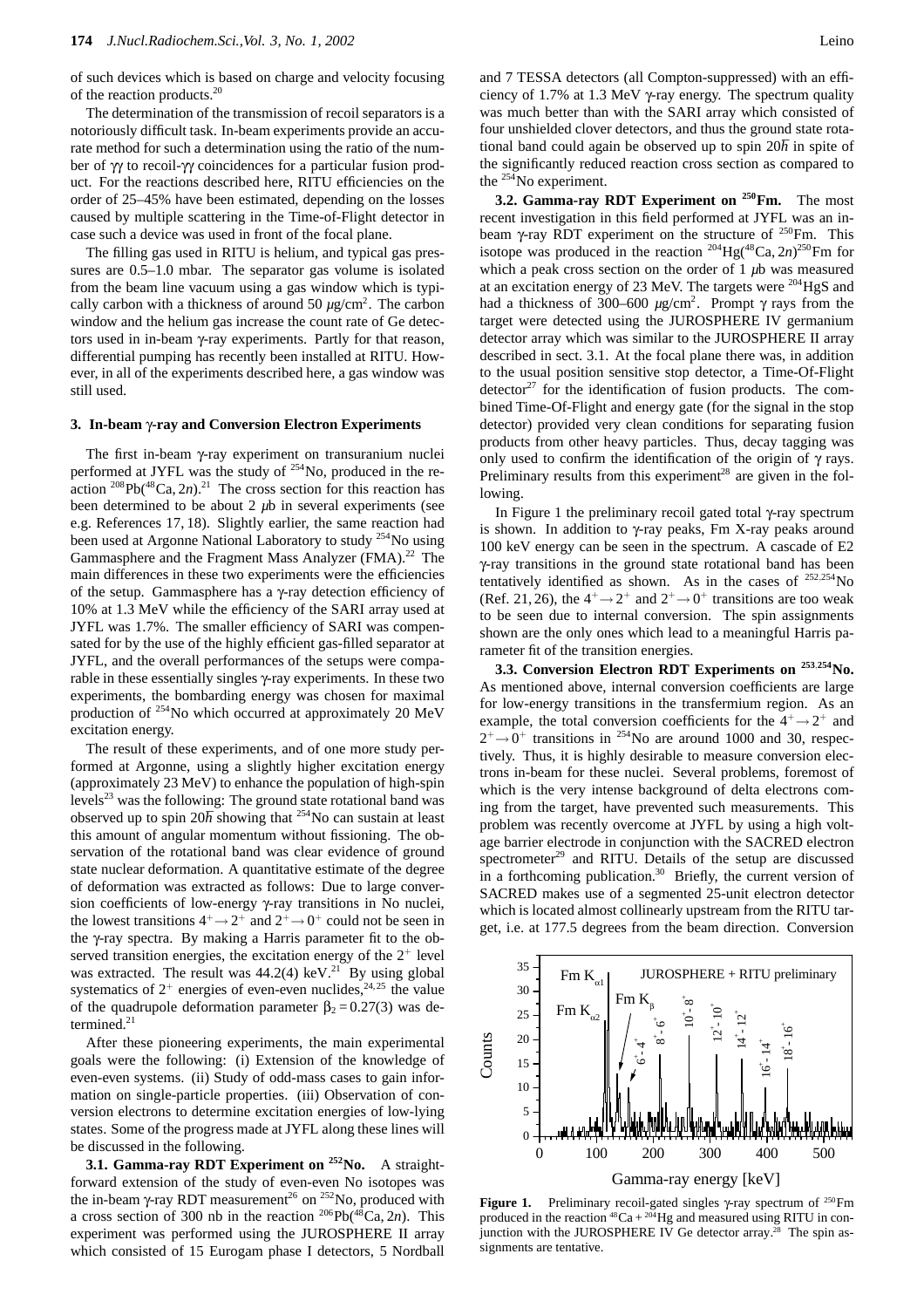of such devices which is based on charge and velocity focusing of the reaction products.[20]

The determination of the transmission of recoil separators is a notoriously difficult task. In-beam experiments provide an accurate method for such a determination using the ratio of the number of γγ to recoil-γγ coincidences for a particular fusion product. For the reactions described here, RITU efficiencies on the order of 25–45% have been estimated, depending on the losses caused by multiple scattering in the Time-of-Flight detector in case such a device was used in front of the focal plane.

The filling gas used in RITU is helium, and typical gas pressures are 0.5–1.0 mbar. The separator gas volume is isolated from the beam line vacuum using a gas window which is typically carbon with a thickness of around 50 $\mu$g/cm$^2$. The carbon window and the helium gas increase the count rate of Ge detectors used in in-beam γ-ray experiments. Partly for that reason, differential pumping has recently been installed at RITU. However, in all of the experiments described here, a gas window was still used.

### 3. In-beam γ-ray and Conversion Electron Experiments

The first in-beam γ-ray experiment on transuranium nuclei performed at JYFL was the study of $^{254}$No, produced in the reaction $^{208}$Pb($^{48}$Ca, 2$n$).[21] The cross section for this reaction has been determined to be about 2 $\mu$b in several experiments (see e.g. References 17, 18). Slightly earlier, the same reaction had been used at Argonne National Laboratory to study $^{254}$No using Gammasphere and the Fragment Mass Analyzer (FMA).[22] The main differences in these two experiments were the efficiencies of the setup. Gammasphere has a γ-ray detection efficiency of 10% at 1.3 MeV while the efficiency of the SARI array used at JYFL was 1.7%. The smaller efficiency of SARI was compensated for by the use of the highly efficient gas-filled separator at JYFL, and the overall performances of the setups were comparable in these essentially singles γ-ray experiments. In these two experiments, the bombarding energy was chosen for maximal production of $^{254}$No which occurred at approximately 20 MeV excitation energy.

The result of these experiments, and of one more study performed at Argonne, using a slightly higher excitation energy (approximately 23 MeV) to enhance the population of high-spin levels[23] was the following: The ground state rotational band was observed up to spin 20$\hbar$ showing that $^{254}$No can sustain at least this amount of angular momentum without fissioning. The observation of the rotational band was clear evidence of ground state nuclear deformation. A quantitative estimate of the degree of deformation was extracted as follows: Due to large conversion coefficients of low-energy γ-ray transitions in No nuclei, the lowest transitions $4^+ \rightarrow 2^+$ and $2^+ \rightarrow 0^+$ could not be seen in the γ-ray spectra. By making a Harris parameter fit to the observed transition energies, the excitation energy of the $2^+$ level was extracted. The result was 44.2(4) keV.[21] By using global systematics of $2^+$ energies of even-even nuclides,[24,25] the value of the quadrupole deformation parameter $\beta_2 = 0.27(3)$ was determined.[21]

After these pioneering experiments, the main experimental goals were the following: (i) Extension of the knowledge of even-even systems. (ii) Study of odd-mass cases to gain information on single-particle properties. (iii) Observation of conversion electrons to determine excitation energies of low-lying states. Some of the progress made at JYFL along these lines will be discussed in the following.

**3.1. Gamma-ray RDT Experiment on $^{252}$No.** A straightforward extension of the study of even-even No isotopes was the in-beam γ-ray RDT measurement[26] on $^{252}$No, produced with a cross section of 300 nb in the reaction $^{206}$Pb($^{48}$Ca, 2$n$). This experiment was performed using the JUROSPHERE II array which consisted of 15 Eurogam phase I detectors, 5 Nordball and 7 TESSA detectors (all Compton-suppressed) with an efficiency of 1.7% at 1.3 MeV γ-ray energy. The spectrum quality was much better than with the SARI array which consisted of four unshielded clover detectors, and thus the ground state rotational band could again be observed up to spin 20$\hbar$ in spite of the significantly reduced reaction cross section as compared to the $^{254}$No experiment.

**3.2. Gamma-ray RDT Experiment on $^{250}$Fm.** The most recent investigation in this field performed at JYFL was an in-beam γ-ray RDT experiment on the structure of $^{250}$Fm. This isotope was produced in the reaction $^{204}$Hg($^{48}$Ca, 2$n$)$^{250}$Fm for which a peak cross section on the order of 1 $\mu$b was measured at an excitation energy of 23 MeV. The targets were $^{204}$HgS and had a thickness of 300–600 $\mu$g/cm$^2$. Prompt γ rays from the target were detected using the JUROSPHERE IV germanium detector array which was similar to the JUROSPHERE II array described in sect. 3.1. At the focal plane there was, in addition to the usual position sensitive stop detector, a Time-Of-Flight detector[27] for the identification of fusion products. The combined Time-Of-Flight and energy gate (for the signal in the stop detector) provided very clean conditions for separating fusion products from other heavy particles. Thus, decay tagging was only used to confirm the identification of the origin of γ rays. Preliminary results from this experiment[28] are given in the following.

In Figure 1 the preliminary recoil gated total γ-ray spectrum is shown. In addition to γ-ray peaks, Fm X-ray peaks around 100 keV energy can be seen in the spectrum. A cascade of E2 γ-ray transitions in the ground state rotational band has been tentatively identified as shown. As in the cases of $^{252,254}$No (Ref. 21, 26), the $4^+ \rightarrow 2^+$ and $2^+ \rightarrow 0^+$ transitions are too weak to be seen due to internal conversion. The spin assignments shown are the only ones which lead to a meaningful Harris parameter fit of the transition energies.

**3.3. Conversion Electron RDT Experiments on $^{253,254}$No.** As mentioned above, internal conversion coefficients are large for low-energy transitions in the transfermium region. As an example, the total conversion coefficients for the $4^+ \rightarrow 2^+$ and $2^+ \rightarrow 0^+$ transitions in $^{254}$No are around 1000 and 30, respectively. Thus, it is highly desirable to measure conversion electrons in-beam for these nuclei. Several problems, foremost of which is the very intense background of delta electrons coming from the target, have prevented such measurements. This problem was recently overcome at JYFL by using a high voltage barrier electrode in conjunction with the SACRED electron spectrometer[29] and RITU. Details of the setup are discussed in a forthcoming publication.[30] Briefly, the current version of SACRED makes use of a segmented 25-unit electron detector which is located almost collinearly upstream from the RITU target, i.e. at 177.5 degrees from the beam direction. Conversion

**Figure 1.** Preliminary recoil-gated singles γ-ray spectrum of $^{250}$Fm produced in the reaction $^{48}$Ca + $^{204}$Hg and measured using RITU in conjunction with the JUROSPHERE IV Ge detector array.[28] The spin assignments are tentative.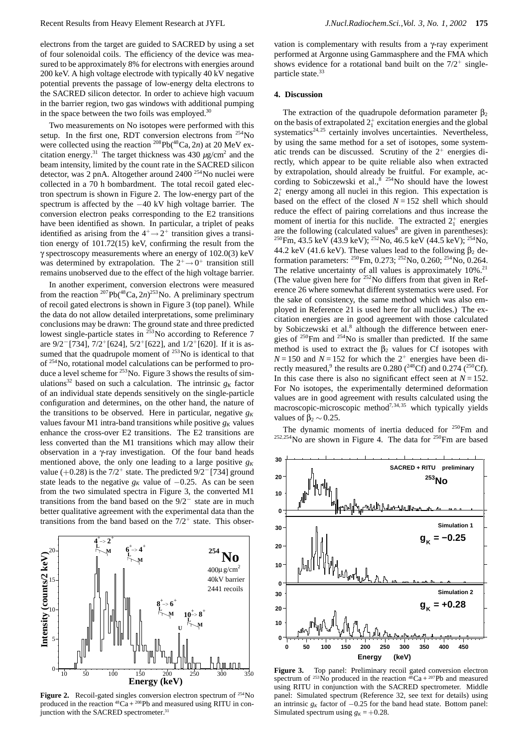electrons from the target are guided to SACRED by using a set of four solenoidal coils. The efficiency of the device was measured to be approximately 8% for electrons with energies around 200 keV. A high voltage electrode with typically 40 kV negative potential prevents the passage of low-energy delta electrons to the SACRED silicon detector. In order to achieve high vacuum in the barrier region, two gas windows with additional pumping in the space between the two foils was employed.[30]

Two measurements on No isotopes were performed with this setup. In the first one, RDT conversion electrons from $^{254}$No were collected using the reaction $^{208}$Pb($^{48}$Ca, 2*n*) at 20 MeV excitation energy.[31] The target thickness was 430 $\mu$g/cm$^2$ and the beam intensity, limited by the count rate in the SACRED silicon detector, was 2 pnA. Altogether around 2400 $^{254}$No nuclei were collected in a 70 h bombardment. The total recoil gated electron spectrum is shown in Figure 2. The low-energy part of the spectrum is affected by the −40 kV high voltage barrier. The conversion electron peaks corresponding to the E2 transitions have been identified as shown. In particular, a triplet of peaks identified as arising from the $4^+ \rightarrow 2^+$ transition gives a transition energy of 101.72(15) keV, confirming the result from the γ spectroscopy measurements where an energy of 102.0(3) keV was determined by extrapolation. The $2^+ \rightarrow 0^+$ transition still remains unobserved due to the effect of the high voltage barrier.

In another experiment, conversion electrons were measured from the reaction $^{207}$Pb($^{48}$Ca, 2*n*)$^{253}$No. A preliminary spectrum of recoil gated electrons is shown in Figure 3 (top panel). While the data do not allow detailed interpretations, some preliminary conclusions may be drawn: The ground state and three predicted lowest single-particle states in $^{253}$No according to Reference 7 are 9/2$^-$[734], 7/2$^+$[624], 5/2$^+$[622], and 1/2$^+$[620]. If it is assumed that the quadrupole moment of $^{253}$No is identical to that of $^{254}$No, rotational model calculations can be performed to produce a level scheme for $^{253}$No. Figure 3 shows the results of simulations[32] based on such a calculation. The intrinsic $g_K$ factor of an individual state depends sensitively on the single-particle configuration and determines, on the other hand, the nature of the transitions to be observed. Here in particular, negative $g_K$ values favour M1 intra-band transitions while positive $g_K$ values enhance the cross-over E2 transitions. The E2 transitions are less converted than the M1 transitions which may allow their observation in a γ-ray investigation. Of the four band heads mentioned above, the only one leading to a large positive $g_K$ value (+0.28) is the 7/2$^+$ state. The predicted 9/2$^-$[734] ground state leads to the negative $g_K$ value of −0.25. As can be seen from the two simulated spectra in Figure 3, the converted M1 transitions from the band based on the 9/2$^-$ state are in much better qualitative agreement with the experimental data than the transitions from the band based on the 7/2$^+$ state. This observation is complementary with results from a γ-ray experiment performed at Argonne using Gammasphere and the FMA which shows evidence for a rotational band built on the 7/2$^+$ single-particle state.[33]

**Figure 2.** Recoil-gated singles conversion electron spectrum of $^{254}$No produced in the reaction $^{48}$Ca + $^{208}$Pb and measured using RITU in conjunction with the SACRED spectrometer.[31]

## 4. Discussion

The extraction of the quadrupole deformation parameter $\beta_2$ on the basis of extrapolated $2_1^+$ excitation energies and the global systematics[24,25] certainly involves uncertainties. Nevertheless, by using the same method for a set of isotopes, some systematic trends can be discussed. Scrutiny of the $2^+$ energies directly, which appear to be quite reliable also when extracted by extrapolation, should already be fruitful. For example, according to Sobiczewski et al.,[8] $^{254}$No should have the lowest $2_1^+$ energy among all nuclei in this region. This expectation is based on the effect of the closed $N = 152$ shell which should reduce the effect of pairing correlations and thus increase the moment of inertia for this nuclide. The extracted $2_1^+$ energies are the following (calculated values[8] are given in parentheses): $^{250}$Fm, 43.5 keV (43.9 keV); $^{252}$No, 46.5 keV (44.5 keV); $^{254}$No, 44.2 keV (41.6 keV). These values lead to the following $\beta_2$ deformation parameters: $^{250}$Fm, 0.273; $^{252}$No, 0.260; $^{254}$No, 0.264. The relative uncertainty of all values is approximately 10%.[21] (The value given here for $^{252}$No differs from that given in Reference 26 where somewhat different systematics were used. For the sake of consistency, the same method which was also employed in Reference 21 is used here for all nuclides.) The excitation energies are in good agreement with those calculated by Sobiczewski et al.[8] although the difference between energies of $^{250}$Fm and $^{254}$No is smaller than predicted. If the same method is used to extract the $\beta_2$ values for Cf isotopes with $N = 150$ and $N = 152$ for which the $2^+$ energies have been directly measured,[9] the results are 0.280 ($^{248}$Cf) and 0.274 ($^{250}$Cf). In this case there is also no significant effect seen at $N = 152$. For No isotopes, the experimentally determined deformation values are in good agreement with results calculated using the macroscopic-microscopic method[7,34,35] which typically yields values of $\beta_2 \sim 0.25$.

The dynamic moments of inertia deduced for $^{250}$Fm and $^{252,254}$No are shown in Figure 4. The data for $^{250}$Fm are based

**Figure 3.** Top panel: Preliminary recoil gated conversion electron spectrum of $^{253}$No produced in the reaction $^{48}$Ca + $^{207}$Pb and measured using RITU in conjunction with the SACRED spectrometer. Middle panel: Simulated spectrum (Reference 32, see text for details) using an intrinsic $g_K$ factor of −0.25 for the band head state. Bottom panel: Simulated spectrum using $g_K$ = +0.28.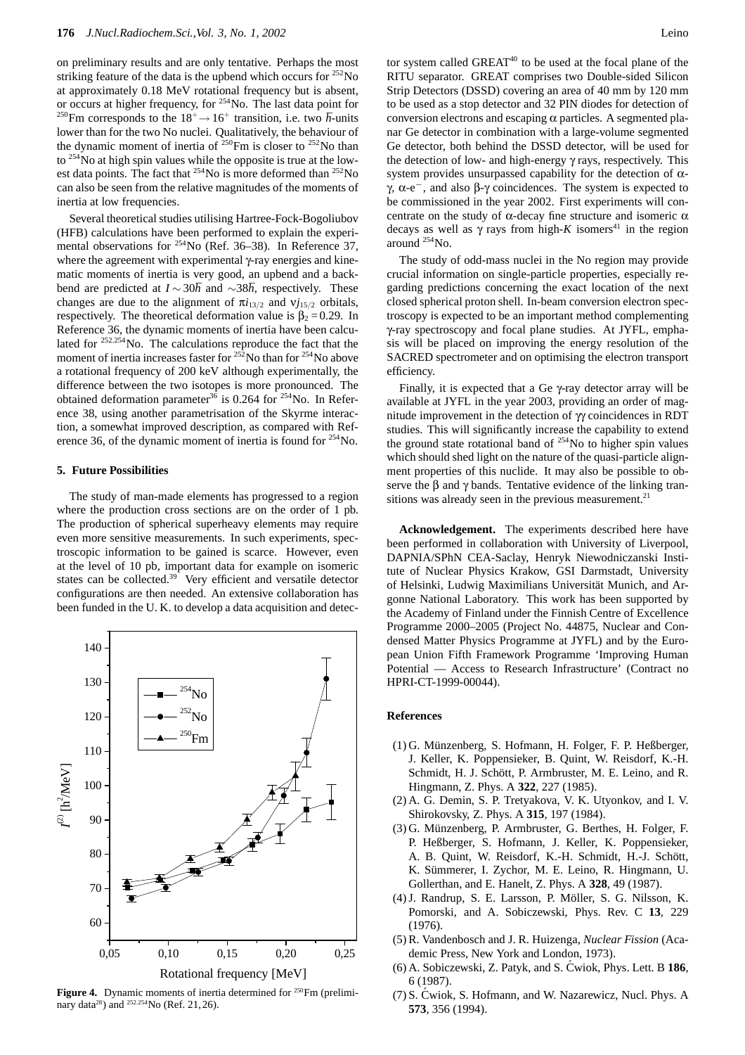on preliminary results and are only tentative. Perhaps the most striking feature of the data is the upbend which occurs for $^{252}$No at approximately 0.18 MeV rotational frequency but is absent, or occurs at higher frequency, for $^{254}$No. The last data point for $^{250}$Fm corresponds to the $18^+ \rightarrow 16^+$ transition, i.e. two $\hbar$-units lower than for the two No nuclei. Qualitatively, the behaviour of the dynamic moment of inertia of $^{250}$Fm is closer to $^{252}$No than to $^{254}$No at high spin values while the opposite is true at the lowest data points. The fact that $^{254}$No is more deformed than $^{252}$No can also be seen from the relative magnitudes of the moments of inertia at low frequencies.

Several theoretical studies utilising Hartree-Fock-Bogoliubov (HFB) calculations have been performed to explain the experimental observations for $^{254}$No (Ref. 36–38). In Reference 37, where the agreement with experimental γ-ray energies and kinematic moments of inertia is very good, an upbend and a backbend are predicted at $I \sim 30\hbar$ and $\sim 38\hbar$, respectively. These changes are due to the alignment of $\pi i_{13/2}$ and $\nu j_{15/2}$ orbitals, respectively. The theoretical deformation value is $\beta_2 = 0.29$. In Reference 36, the dynamic moments of inertia have been calculated for $^{252,254}$No. The calculations reproduce the fact that the moment of inertia increases faster for $^{252}$No than for $^{254}$No above a rotational frequency of 200 keV although experimentally, the difference between the two isotopes is more pronounced. The obtained deformation parameter[36] is 0.264 for $^{254}$No. In Reference 38, using another parametrisation of the Skyrme interaction, a somewhat improved description, as compared with Reference 36, of the dynamic moment of inertia is found for $^{254}$No.

## 5. Future Possibilities

The study of man-made elements has progressed to a region where the production cross sections are on the order of 1 pb. The production of spherical superheavy elements may require even more sensitive measurements. In such experiments, spectroscopic information to be gained is scarce. However, even at the level of 10 pb, important data for example on isomeric states can be collected.[39] Very efficient and versatile detector configurations are then needed. An extensive collaboration has been funded in the U. K. to develop a data acquisition and detector system called GREAT[40] to be used at the focal plane of the RITU separator. GREAT comprises two Double-sided Silicon Strip Detectors (DSSD) covering an area of 40 mm by 120 mm to be used as a stop detector and 32 PIN diodes for detection of conversion electrons and escaping α particles. A segmented planar Ge detector in combination with a large-volume segmented Ge detector, both behind the DSSD detector, will be used for the detection of low- and high-energy γ rays, respectively. This system provides unsurpassed capability for the detection of α-γ, α-e$^-$, and also β-γ coincidences. The system is expected to be commissioned in the year 2002. First experiments will concentrate on the study of α-decay fine structure and isomeric α decays as well as γ rays from high-$K$ isomers[41] in the region around $^{254}$No.

The study of odd-mass nuclei in the No region may provide crucial information on single-particle properties, especially regarding predictions concerning the exact location of the next closed spherical proton shell. In-beam conversion electron spectroscopy is expected to be an important method complementing γ-ray spectroscopy and focal plane studies. At JYFL, emphasis will be placed on improving the energy resolution of the SACRED spectrometer and on optimising the electron transport efficiency.

Finally, it is expected that a Ge γ-ray detector array will be available at JYFL in the year 2003, providing an order of magnitude improvement in the detection of γγ coincidences in RDT studies. This will significantly increase the capability to extend the ground state rotational band of $^{254}$No to higher spin values which should shed light on the nature of the quasi-particle alignment properties of this nuclide. It may also be possible to observe the β and γ bands. Tentative evidence of the linking transitions was already seen in the previous measurement.[21]

**Figure 4.** Dynamic moments of inertia determined for $^{250}$Fm (preliminary data[28]) and $^{252,254}$No (Ref. 21, 26).

**Acknowledgement.** The experiments described here have been performed in collaboration with University of Liverpool, DAPNIA/SPhN CEA-Saclay, Henryk Niewodniczanski Institute of Nuclear Physics Krakow, GSI Darmstadt, University of Helsinki, Ludwig Maximilians Universität Munich, and Argonne National Laboratory. This work has been supported by the Academy of Finland under the Finnish Centre of Excellence Programme 2000–2005 (Project No. 44875, Nuclear and Condensed Matter Physics Programme at JYFL) and by the European Union Fifth Framework Programme 'Improving Human Potential — Access to Research Infrastructure' (Contract no HPRI-CT-1999-00044).

## References

(1) G. Münzenberg, S. Hofmann, H. Folger, F. P. Heßberger, J. Keller, K. Poppensieker, B. Quint, W. Reisdorf, K.-H. Schmidt, H. J. Schött, P. Armbruster, M. E. Leino, and R. Hingmann, Z. Phys. A **322**, 227 (1985).

(2) A. G. Demin, S. P. Tretyakova, V. K. Utyonkov, and I. V. Shirokovsky, Z. Phys. A **315**, 197 (1984).

(3) G. Münzenberg, P. Armbruster, G. Berthes, H. Folger, F. P. Heßberger, S. Hofmann, J. Keller, K. Poppensieker, A. B. Quint, W. Reisdorf, K.-H. Schmidt, H.-J. Schött, K. Sümmerer, I. Zychor, M. E. Leino, R. Hingmann, U. Gollerthan, and E. Hanelt, Z. Phys. A **328**, 49 (1987).

(4) J. Randrup, S. E. Larsson, P. Möller, S. G. Nilsson, K. Pomorski, and A. Sobiczewski, Phys. Rev. C **13**, 229 (1976).

(5) R. Vandenbosch and J. R. Huizenga, *Nuclear Fission* (Academic Press, New York and London, 1973).

(6) A. Sobiczewski, Z. Patyk, and S. Ćwiok, Phys. Lett. B **186**, 6 (1987).

(7) S. Ćwiok, S. Hofmann, and W. Nazarewicz, Nucl. Phys. A **573**, 356 (1994).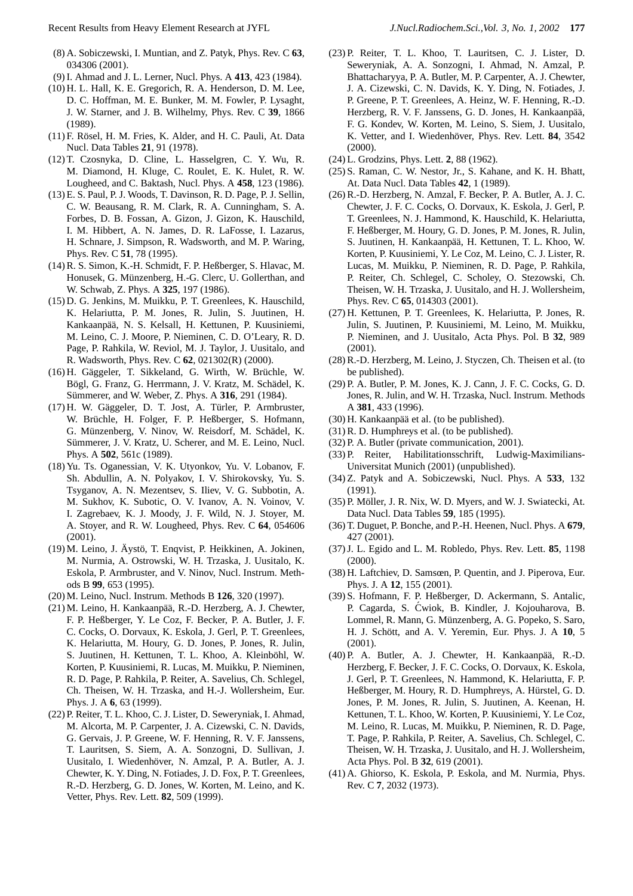(8) A. Sobiczewski, I. Muntian, and Z. Patyk, Phys. Rev. C **63**, 034306 (2001).

(9) I. Ahmad and J. L. Lerner, Nucl. Phys. A **413**, 423 (1984).

(10) H. L. Hall, K. E. Gregorich, R. A. Henderson, D. M. Lee, D. C. Hoffman, M. E. Bunker, M. M. Fowler, P. Lysaght, J. W. Starner, and J. B. Wilhelmy, Phys. Rev. C **39**, 1866 (1989).

(11) F. Rösel, H. M. Fries, K. Alder, and H. C. Pauli, At. Data Nucl. Data Tables **21**, 91 (1978).

(12) T. Czosnyka, D. Cline, L. Hasselgren, C. Y. Wu, R. M. Diamond, H. Kluge, C. Roulet, E. K. Hulet, R. W. Lougheed, and C. Baktash, Nucl. Phys. A **458**, 123 (1986).

(13) E. S. Paul, P. J. Woods, T. Davinson, R. D. Page, P. J. Sellin, C. W. Beausang, R. M. Clark, R. A. Cunningham, S. A. Forbes, D. B. Fossan, A. Gizon, J. Gizon, K. Hauschild, I. M. Hibbert, A. N. James, D. R. LaFosse, I. Lazarus, H. Schnare, J. Simpson, R. Wadsworth, and M. P. Waring, Phys. Rev. C **51**, 78 (1995).

(14) R. S. Simon, K.-H. Schmidt, F. P. Heßberger, S. Hlavac, M. Honusek, G. Münzenberg, H.-G. Clerc, U. Gollerthan, and W. Schwab, Z. Phys. A **325**, 197 (1986).

(15) D. G. Jenkins, M. Muikku, P. T. Greenlees, K. Hauschild, K. Helariutta, P. M. Jones, R. Julin, S. Juutinen, H. Kankaanpää, N. S. Kelsall, H. Kettunen, P. Kuusiniemi, M. Leino, C. J. Moore, P. Nieminen, C. D. O'Leary, R. D. Page, P. Rahkila, W. Reviol, M. J. Taylor, J. Uusitalo, and R. Wadsworth, Phys. Rev. C **62**, 021302(R) (2000).

(16) H. Gäggeler, T. Sikkeland, G. Wirth, W. Brüchle, W. Bögl, G. Franz, G. Herrmann, J. V. Kratz, M. Schädel, K. Sümmerer, and W. Weber, Z. Phys. A **316**, 291 (1984).

(17) H. W. Gäggeler, D. T. Jost, A. Türler, P. Armbruster, W. Brüchle, H. Folger, F. P. Heßberger, S. Hofmann, G. Münzenberg, V. Ninov, W. Reisdorf, M. Schädel, K. Sümmerer, J. V. Kratz, U. Scherer, and M. E. Leino, Nucl. Phys. A **502**, 561c (1989).

(18) Yu. Ts. Oganessian, V. K. Utyonkov, Yu. V. Lobanov, F. Sh. Abdullin, A. N. Polyakov, I. V. Shirokovsky, Yu. S. Tsyganov, A. N. Mezentsev, S. Iliev, V. G. Subbotin, A. M. Sukhov, K. Subotic, O. V. Ivanov, A. N. Voinov, V. I. Zagrebaev, K. J. Moody, J. F. Wild, N. J. Stoyer, M. A. Stoyer, and R. W. Lougheed, Phys. Rev. C **64**, 054606 (2001).

(19) M. Leino, J. Äystö, T. Enqvist, P. Heikkinen, A. Jokinen, M. Nurmia, A. Ostrowski, W. H. Trzaska, J. Uusitalo, K. Eskola, P. Armbruster, and V. Ninov, Nucl. Instrum. Methods B **99**, 653 (1995).

(20) M. Leino, Nucl. Instrum. Methods B **126**, 320 (1997).

(21) M. Leino, H. Kankaanpää, R.-D. Herzberg, A. J. Chewter, F. P. Heßberger, Y. Le Coz, F. Becker, P. A. Butler, J. F. C. Cocks, O. Dorvaux, K. Eskola, J. Gerl, P. T. Greenlees, K. Helariutta, M. Houry, G. D. Jones, P. Jones, R. Julin, S. Juutinen, H. Kettunen, T. L. Khoo, A. Kleinböhl, W. Korten, P. Kuusiniemi, R. Lucas, M. Muikku, P. Nieminen, R. D. Page, P. Rahkila, P. Reiter, A. Savelius, Ch. Schlegel, Ch. Theisen, W. H. Trzaska, and H.-J. Wollersheim, Eur. Phys. J. A **6**, 63 (1999).

(22) P. Reiter, T. L. Khoo, C. J. Lister, D. Seweryniak, I. Ahmad, M. Alcorta, M. P. Carpenter, J. A. Cizewski, C. N. Davids, G. Gervais, J. P. Greene, W. F. Henning, R. V. F. Janssens, T. Lauritsen, S. Siem, A. A. Sonzogni, D. Sullivan, J. Uusitalo, I. Wiedenhöver, N. Amzal, P. A. Butler, A. J. Chewter, K. Y. Ding, N. Fotiades, J. D. Fox, P. T. Greenlees, R.-D. Herzberg, G. D. Jones, W. Korten, M. Leino, and K. Vetter, Phys. Rev. Lett. **82**, 509 (1999).

(23) P. Reiter, T. L. Khoo, T. Lauritsen, C. J. Lister, D. Seweryniak, A. A. Sonzogni, I. Ahmad, N. Amzal, P. Bhattacharyya, P. A. Butler, M. P. Carpenter, A. J. Chewter, J. A. Cizewski, C. N. Davids, K. Y. Ding, N. Fotiades, J. P. Greene, P. T. Greenlees, A. Heinz, W. F. Henning, R.-D. Herzberg, R. V. F. Janssens, G. D. Jones, H. Kankaanpää, F. G. Kondev, W. Korten, M. Leino, S. Siem, J. Uusitalo, K. Vetter, and I. Wiedenhöver, Phys. Rev. Lett. **84**, 3542 (2000).

(24) L. Grodzins, Phys. Lett. **2**, 88 (1962).

(25) S. Raman, C. W. Nestor, Jr., S. Kahane, and K. H. Bhatt, At. Data Nucl. Data Tables **42**, 1 (1989).

(26) R.-D. Herzberg, N. Amzal, F. Becker, P. A. Butler, A. J. C. Chewter, J. F. C. Cocks, O. Dorvaux, K. Eskola, J. Gerl, P. T. Greenlees, N. J. Hammond, K. Hauschild, K. Helariutta, F. Heßberger, M. Houry, G. D. Jones, P. M. Jones, R. Julin, S. Juutinen, H. Kankaanpää, H. Kettunen, T. L. Khoo, W. Korten, P. Kuusiniemi, Y. Le Coz, M. Leino, C. J. Lister, R. Lucas, M. Muikku, P. Nieminen, R. D. Page, P. Rahkila, P. Reiter, Ch. Schlegel, C. Scholey, O. Stezowski, Ch. Theisen, W. H. Trzaska, J. Uusitalo, and H. J. Wollersheim, Phys. Rev. C **65**, 014303 (2001).

(27) H. Kettunen, P. T. Greenlees, K. Helariutta, P. Jones, R. Julin, S. Juutinen, P. Kuusiniemi, M. Leino, M. Muikku, P. Nieminen, and J. Uusitalo, Acta Phys. Pol. B **32**, 989 (2001).

(28) R.-D. Herzberg, M. Leino, J. Styczen, Ch. Theisen et al. (to be published).

(29) P. A. Butler, P. M. Jones, K. J. Cann, J. F. C. Cocks, G. D. Jones, R. Julin, and W. H. Trzaska, Nucl. Instrum. Methods A **381**, 433 (1996).

(30) H. Kankaanpää et al. (to be published).

(31) R. D. Humphreys et al. (to be published).

(32) P. A. Butler (private communication, 2001).

(33) P. Reiter, Habilitationsschrift, Ludwig-Maximilians-Universitat Munich (2001) (unpublished).

(34) Z. Patyk and A. Sobiczewski, Nucl. Phys. A **533**, 132 (1991).

(35) P. Möller, J. R. Nix, W. D. Myers, and W. J. Swiatecki, At. Data Nucl. Data Tables **59**, 185 (1995).

(36) T. Duguet, P. Bonche, and P.-H. Heenen, Nucl. Phys. A **679**, 427 (2001).

(37) J. L. Egido and L. M. Robledo, Phys. Rev. Lett. **85**, 1198 (2000).

(38) H. Laftchiev, D. Samsœn, P. Quentin, and J. Piperova, Eur. Phys. J. A **12**, 155 (2001).

(39) S. Hofmann, F. P. Heßberger, D. Ackermann, S. Antalic, P. Cagarda, S. Ćwiok, B. Kindler, J. Kojouharova, B. Lommel, R. Mann, G. Münzenberg, A. G. Popeko, S. Saro, H. J. Schött, and A. V. Yeremin, Eur. Phys. J. A **10**, 5 (2001).

(40) P. A. Butler, A. J. Chewter, H. Kankaanpää, R.-D. Herzberg, F. Becker, J. F. C. Cocks, O. Dorvaux, K. Eskola, J. Gerl, P. T. Greenlees, N. Hammond, K. Helariutta, F. P. Heßberger, M. Houry, R. D. Humphreys, A. Hürstel, G. D. Jones, P. M. Jones, R. Julin, S. Juutinen, A. Keenan, H. Kettunen, T. L. Khoo, W. Korten, P. Kuusiniemi, Y. Le Coz, M. Leino, R. Lucas, M. Muikku, P. Nieminen, R. D. Page, T. Page, P. Rahkila, P. Reiter, A. Savelius, Ch. Schlegel, C. Theisen, W. H. Trzaska, J. Uusitalo, and H. J. Wollersheim, Acta Phys. Pol. B **32**, 619 (2001).

(41) A. Ghiorso, K. Eskola, P. Eskola, and M. Nurmia, Phys. Rev. C **7**, 2032 (1973).